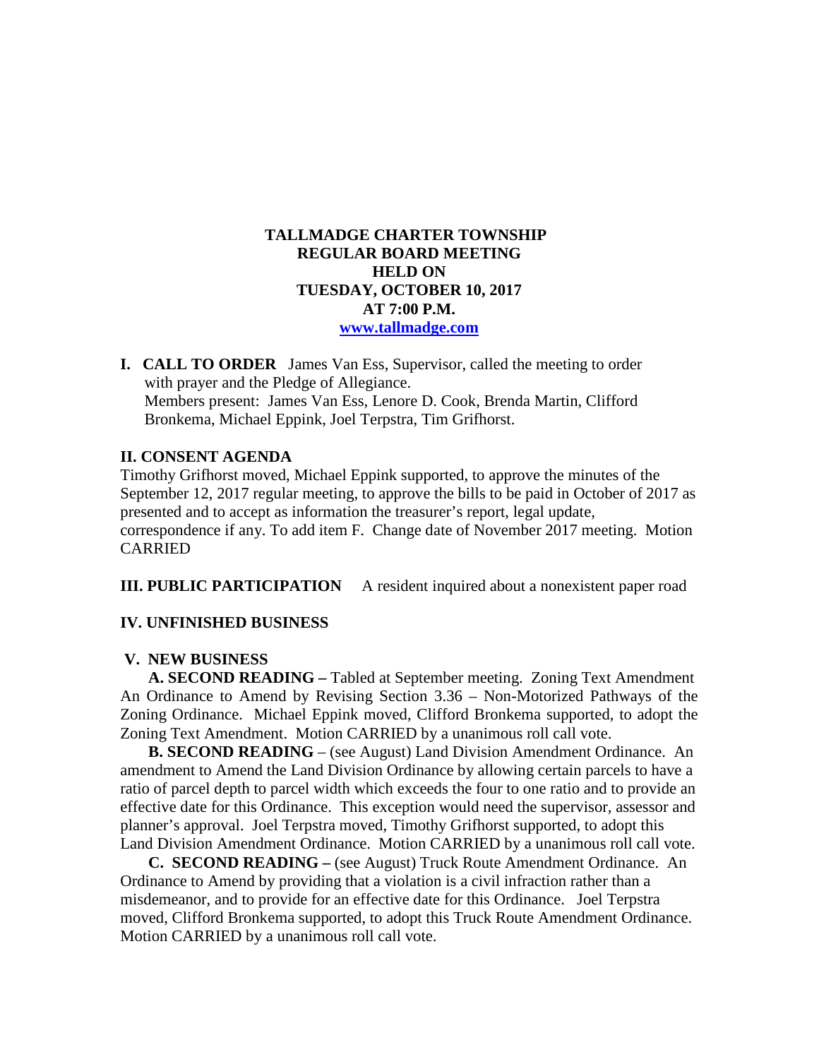# TALLMADGE CHARTER TOWNSHIP
## REGULAR BOARD MEETING
## HELD ON
## TUESDAY, OCTOBER 10, 2017
## AT 7:00 P.M.

[www.tallmadge.com](http://www.tallmadge.com)

**I. CALL TO ORDER** James Van Ess, Supervisor, called the meeting to order with prayer and the Pledge of Allegiance.
Members present: James Van Ess, Lenore D. Cook, Brenda Martin, Clifford Bronkema, Michael Eppink, Joel Terpstra, Tim Grifhorst.

**II. CONSENT AGENDA**

Timothy Grifhorst moved, Michael Eppink supported, to approve the minutes of the September 12, 2017 regular meeting, to approve the bills to be paid in October of 2017 as presented and to accept as information the treasurer's report, legal update, correspondence if any. To add item F. Change date of November 2017 meeting. Motion CARRIED

**III. PUBLIC PARTICIPATION** A resident inquired about a nonexistent paper road

**IV. UNFINISHED BUSINESS**

**V. NEW BUSINESS**

**A. SECOND READING –** Tabled at September meeting. Zoning Text Amendment An Ordinance to Amend by Revising Section 3.36 – Non-Motorized Pathways of the Zoning Ordinance. Michael Eppink moved, Clifford Bronkema supported, to adopt the Zoning Text Amendment. Motion CARRIED by a unanimous roll call vote.

**B. SECOND READING** – (see August) Land Division Amendment Ordinance. An amendment to Amend the Land Division Ordinance by allowing certain parcels to have a ratio of parcel depth to parcel width which exceeds the four to one ratio and to provide an effective date for this Ordinance. This exception would need the supervisor, assessor and planner's approval. Joel Terpstra moved, Timothy Grifhorst supported, to adopt this Land Division Amendment Ordinance. Motion CARRIED by a unanimous roll call vote.

**C. SECOND READING –** (see August) Truck Route Amendment Ordinance. An Ordinance to Amend by providing that a violation is a civil infraction rather than a misdemeanor, and to provide for an effective date for this Ordinance. Joel Terpstra moved, Clifford Bronkema supported, to adopt this Truck Route Amendment Ordinance. Motion CARRIED by a unanimous roll call vote.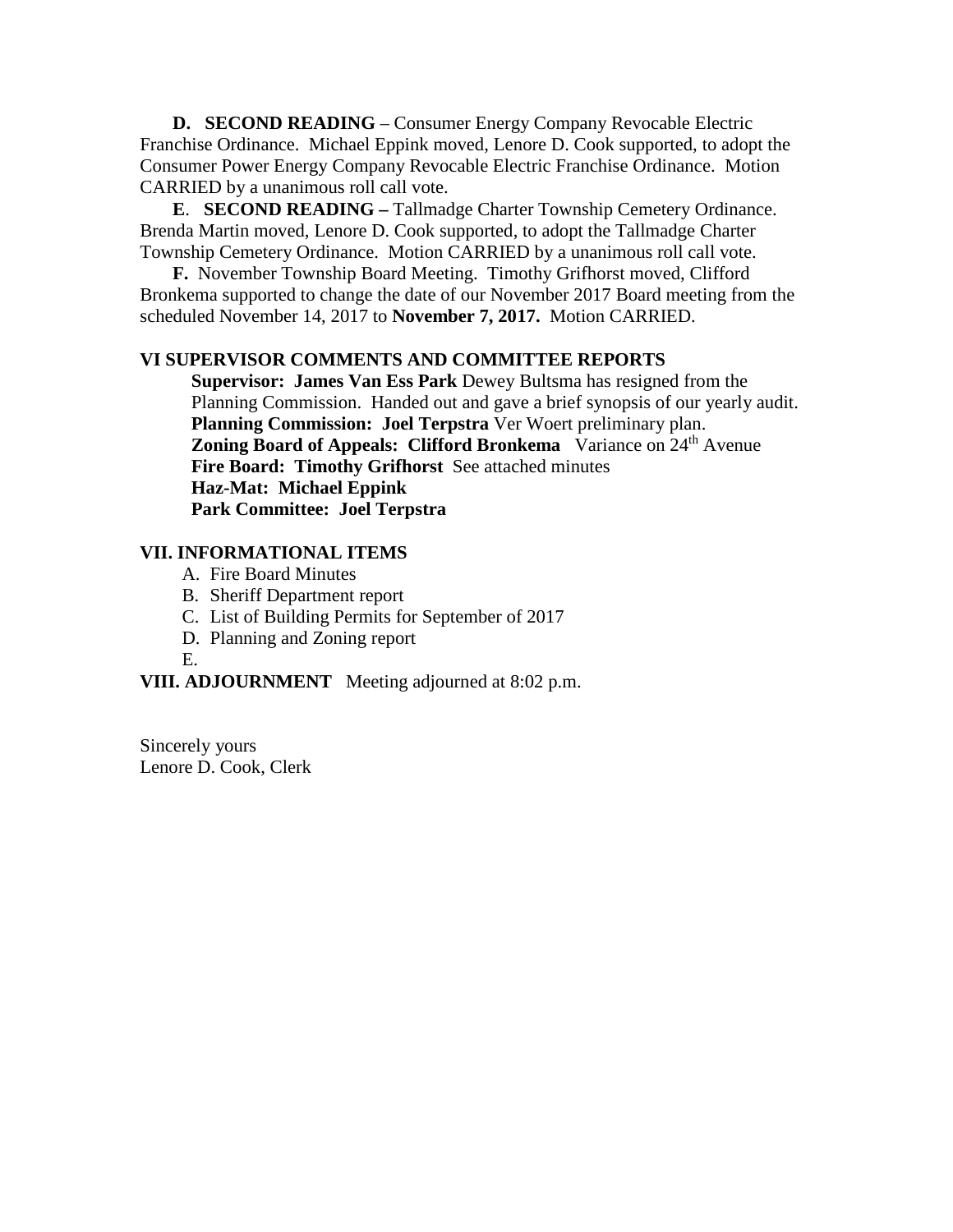**D. SECOND READING** – Consumer Energy Company Revocable Electric Franchise Ordinance. Michael Eppink moved, Lenore D. Cook supported, to adopt the Consumer Power Energy Company Revocable Electric Franchise Ordinance. Motion CARRIED by a unanimous roll call vote.

**E**. **SECOND READING –** Tallmadge Charter Township Cemetery Ordinance. Brenda Martin moved, Lenore D. Cook supported, to adopt the Tallmadge Charter Township Cemetery Ordinance. Motion CARRIED by a unanimous roll call vote.

**F.** November Township Board Meeting. Timothy Grifhorst moved, Clifford Bronkema supported to change the date of our November 2017 Board meeting from the scheduled November 14, 2017 to **November 7, 2017.** Motion CARRIED.

**VI SUPERVISOR COMMENTS AND COMMITTEE REPORTS**

**Supervisor: James Van Ess Park** Dewey Bultsma has resigned from the Planning Commission. Handed out and gave a brief synopsis of our yearly audit.
**Planning Commission: Joel Terpstra** Ver Woert preliminary plan.
**Zoning Board of Appeals: Clifford Bronkema** Variance on 24th Avenue
**Fire Board: Timothy Grifhorst** See attached minutes
**Haz-Mat: Michael Eppink**
**Park Committee: Joel Terpstra**

**VII. INFORMATIONAL ITEMS**

A. Fire Board Minutes
B. Sheriff Department report
C. List of Building Permits for September of 2017
D. Planning and Zoning report
E.

**VIII. ADJOURNMENT** Meeting adjourned at 8:02 p.m.

Sincerely yours
Lenore D. Cook, Clerk